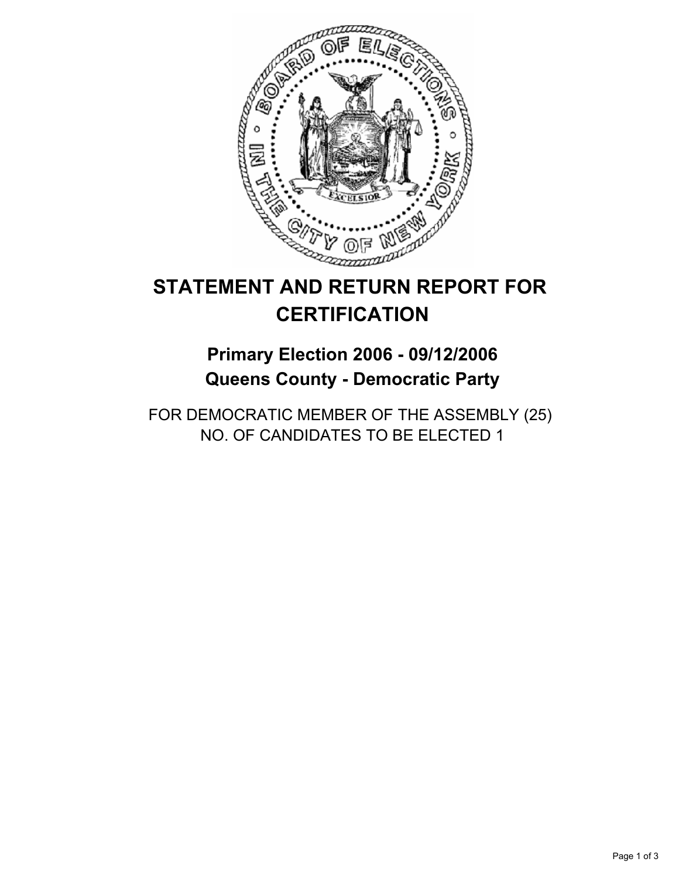# STATEMENT AND RETURN REPORT FOR CERTIFICATION

## Primary Election 2006 - 09/12/2006
## Queens County - Democratic Party

FOR DEMOCRATIC MEMBER OF THE ASSEMBLY (25)
NO. OF CANDIDATES TO BE ELECTED 1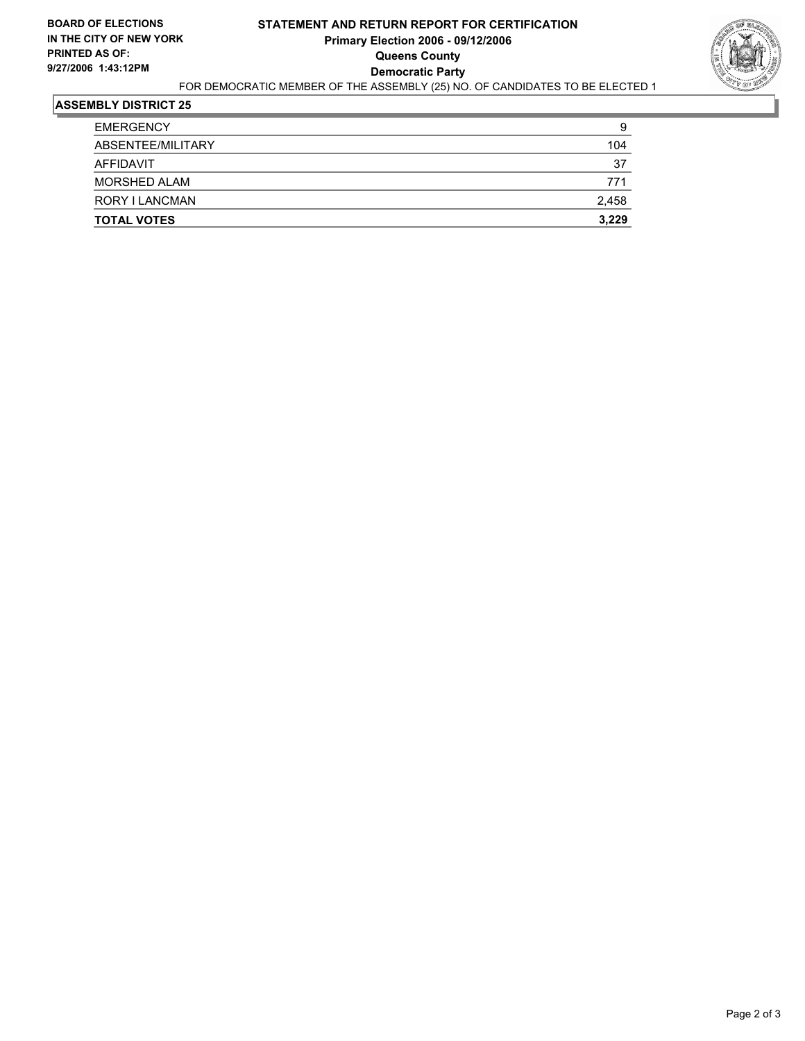**BOARD OF ELECTIONS IN THE CITY OF NEW YORK**
**PRINTED AS OF: 9/27/2006 1:43:12PM**

# STATEMENT AND RETURN REPORT FOR CERTIFICATION
## Primary Election 2006 - 09/12/2006
## Queens County
## Democratic Party

FOR DEMOCRATIC MEMBER OF THE ASSEMBLY (25) NO. OF CANDIDATES TO BE ELECTED 1

### ASSEMBLY DISTRICT 25

| | |
|---|---|
| EMERGENCY | 9 |
| ABSENTEE/MILITARY | 104 |
| AFFIDAVIT | 37 |
| MORSHED ALAM | 771 |
| RORY I LANCMAN | 2,458 |
| **TOTAL VOTES** | **3,229** |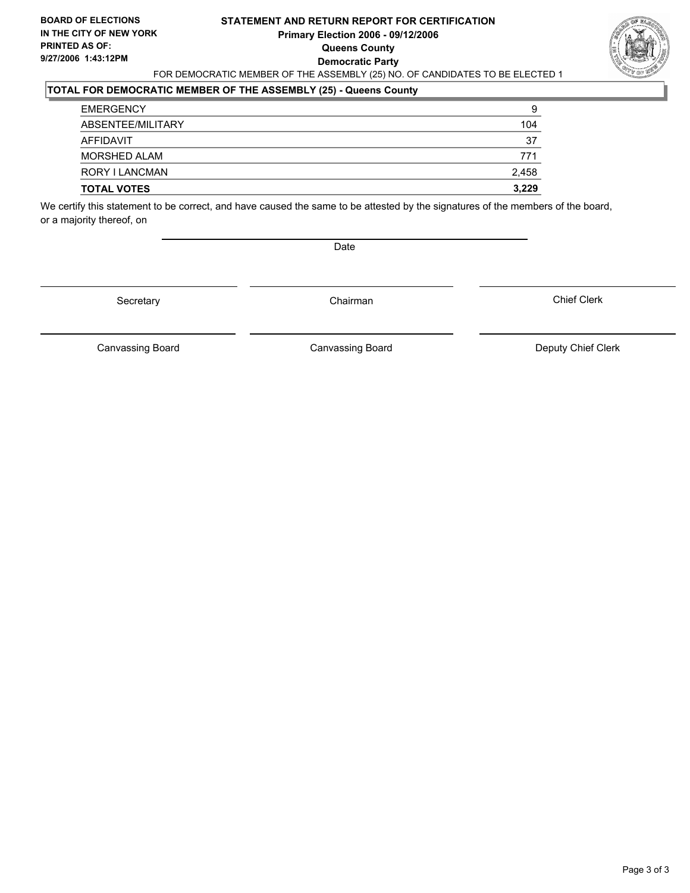**BOARD OF ELECTIONS IN THE CITY OF NEW YORK**
**PRINTED AS OF: 9/27/2006 1:43:12PM**

**STATEMENT AND RETURN REPORT FOR CERTIFICATION**
**Primary Election 2006 - 09/12/2006**
**Queens County**
**Democratic Party**

FOR DEMOCRATIC MEMBER OF THE ASSEMBLY (25) NO. OF CANDIDATES TO BE ELECTED 1

**TOTAL FOR DEMOCRATIC MEMBER OF THE ASSEMBLY (25) - Queens County**

| | |
|---|---|
| EMERGENCY | 9 |
| ABSENTEE/MILITARY | 104 |
| AFFIDAVIT | 37 |
| MORSHED ALAM | 771 |
| RORY I LANCMAN | 2,458 |
| **TOTAL VOTES** | **3,229** |

We certify this statement to be correct, and have caused the same to be attested by the signatures of the members of the board, or a majority thereof, on

Date

Secretary | Chairman | Chief Clerk

Canvassing Board | Canvassing Board | Deputy Chief Clerk